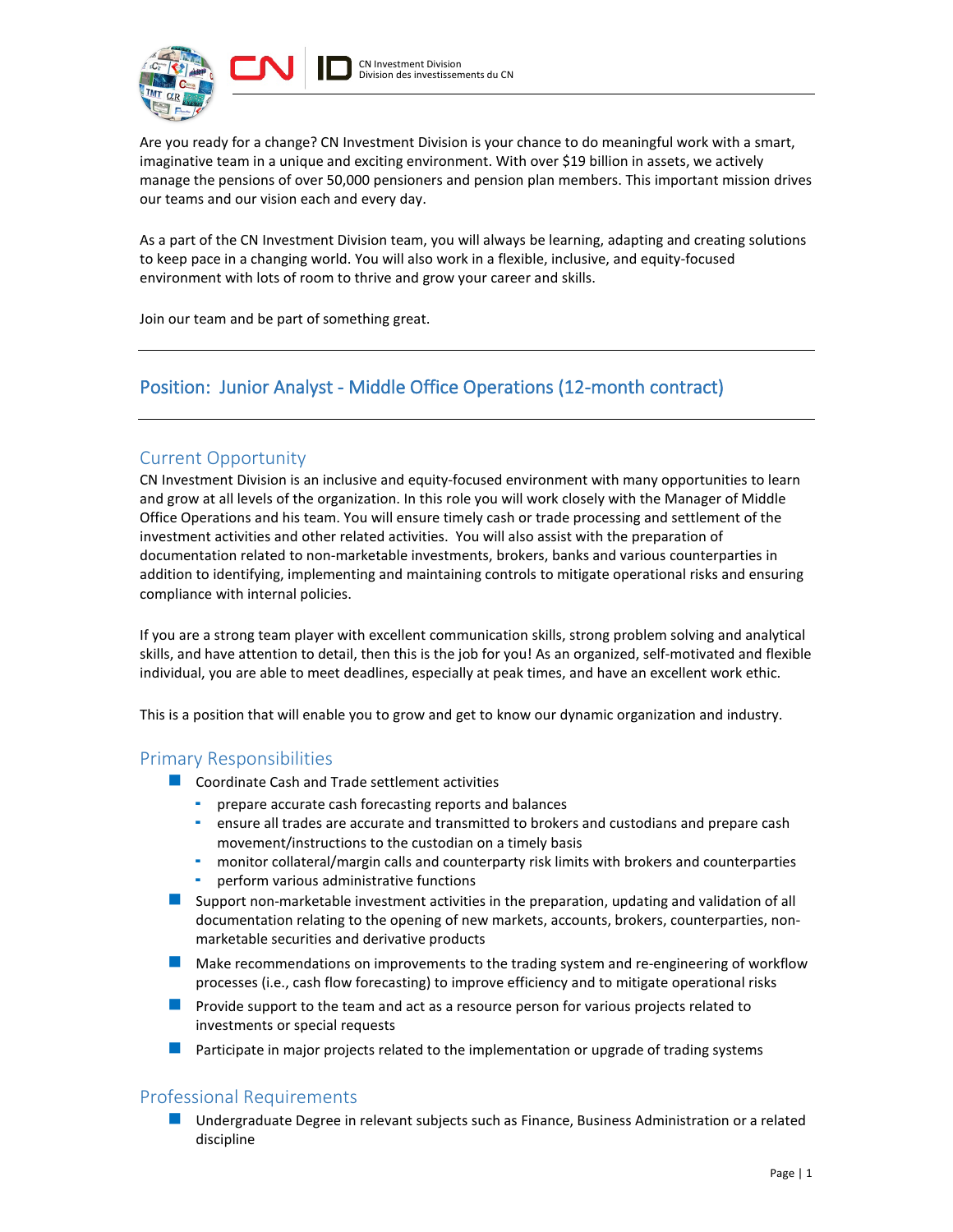CN Investment Division
Division des investissements du CN

Are you ready for a change? CN Investment Division is your chance to do meaningful work with a smart, imaginative team in a unique and exciting environment. With over $19 billion in assets, we actively manage the pensions of over 50,000 pensioners and pension plan members. This important mission drives our teams and our vision each and every day.

As a part of the CN Investment Division team, you will always be learning, adapting and creating solutions to keep pace in a changing world. You will also work in a flexible, inclusive, and equity-focused environment with lots of room to thrive and grow your career and skills.

Join our team and be part of something great.

---

# Position: Junior Analyst - Middle Office Operations (12-month contract)

---

## Current Opportunity

CN Investment Division is an inclusive and equity-focused environment with many opportunities to learn and grow at all levels of the organization. In this role you will work closely with the Manager of Middle Office Operations and his team. You will ensure timely cash or trade processing and settlement of the investment activities and other related activities. You will also assist with the preparation of documentation related to non-marketable investments, brokers, banks and various counterparties in addition to identifying, implementing and maintaining controls to mitigate operational risks and ensuring compliance with internal policies.

If you are a strong team player with excellent communication skills, strong problem solving and analytical skills, and have attention to detail, then this is the job for you! As an organized, self-motivated and flexible individual, you are able to meet deadlines, especially at peak times, and have an excellent work ethic.

This is a position that will enable you to grow and get to know our dynamic organization and industry.

## Primary Responsibilities

- Coordinate Cash and Trade settlement activities
  - prepare accurate cash forecasting reports and balances
  - ensure all trades are accurate and transmitted to brokers and custodians and prepare cash movement/instructions to the custodian on a timely basis
  - monitor collateral/margin calls and counterparty risk limits with brokers and counterparties
  - perform various administrative functions
- Support non-marketable investment activities in the preparation, updating and validation of all documentation relating to the opening of new markets, accounts, brokers, counterparties, non-marketable securities and derivative products
- Make recommendations on improvements to the trading system and re-engineering of workflow processes (i.e., cash flow forecasting) to improve efficiency and to mitigate operational risks
- Provide support to the team and act as a resource person for various projects related to investments or special requests
- Participate in major projects related to the implementation or upgrade of trading systems

## Professional Requirements

- Undergraduate Degree in relevant subjects such as Finance, Business Administration or a related discipline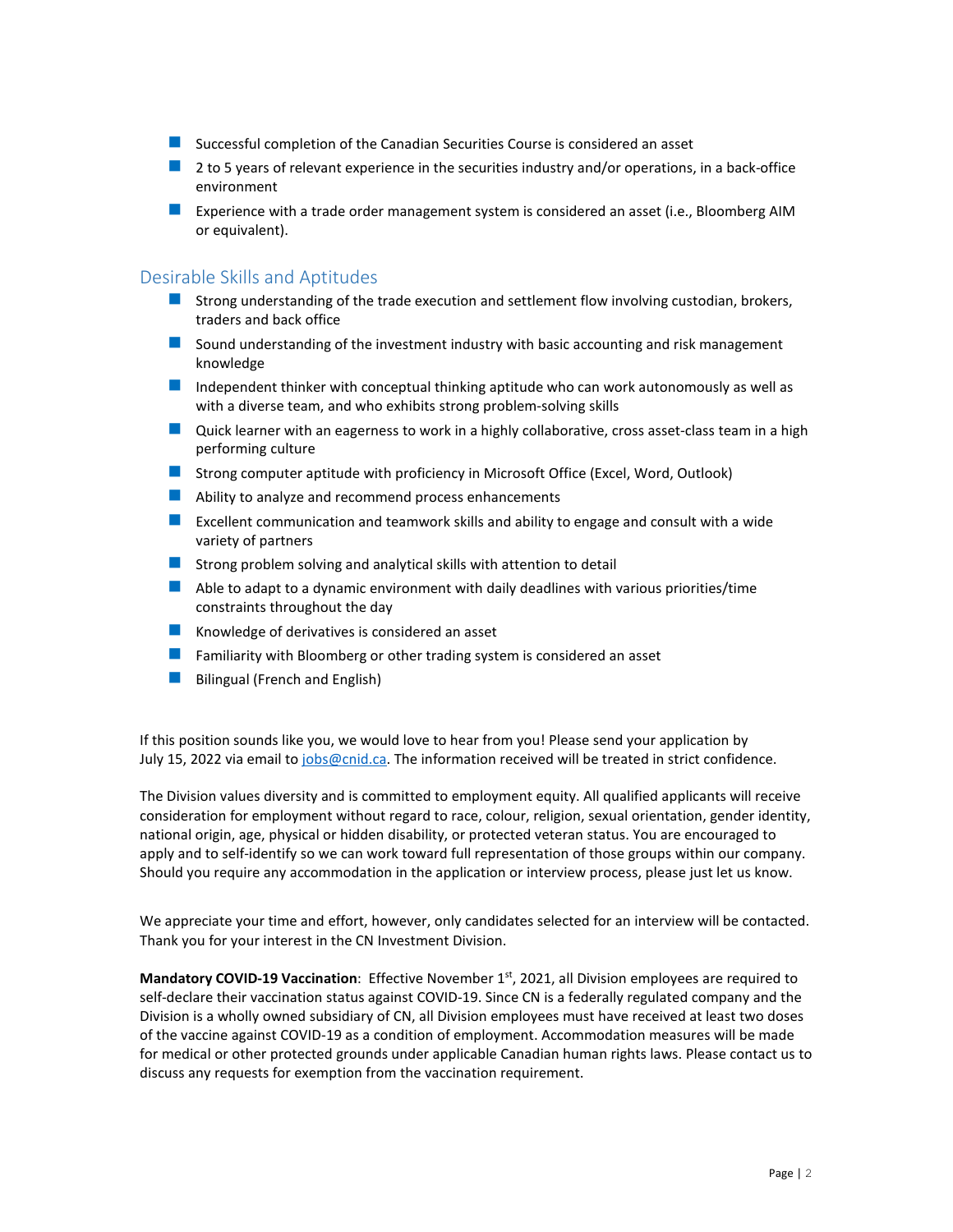- Successful completion of the Canadian Securities Course is considered an asset
- 2 to 5 years of relevant experience in the securities industry and/or operations, in a back-office environment
- Experience with a trade order management system is considered an asset (i.e., Bloomberg AIM or equivalent).

## Desirable Skills and Aptitudes

- Strong understanding of the trade execution and settlement flow involving custodian, brokers, traders and back office
- Sound understanding of the investment industry with basic accounting and risk management knowledge
- Independent thinker with conceptual thinking aptitude who can work autonomously as well as with a diverse team, and who exhibits strong problem-solving skills
- Quick learner with an eagerness to work in a highly collaborative, cross asset-class team in a high performing culture
- Strong computer aptitude with proficiency in Microsoft Office (Excel, Word, Outlook)
- Ability to analyze and recommend process enhancements
- Excellent communication and teamwork skills and ability to engage and consult with a wide variety of partners
- Strong problem solving and analytical skills with attention to detail
- Able to adapt to a dynamic environment with daily deadlines with various priorities/time constraints throughout the day
- Knowledge of derivatives is considered an asset
- Familiarity with Bloomberg or other trading system is considered an asset
- Bilingual (French and English)

If this position sounds like you, we would love to hear from you! Please send your application by July 15, 2022 via email to jobs@cnid.ca. The information received will be treated in strict confidence.

The Division values diversity and is committed to employment equity. All qualified applicants will receive consideration for employment without regard to race, colour, religion, sexual orientation, gender identity, national origin, age, physical or hidden disability, or protected veteran status. You are encouraged to apply and to self-identify so we can work toward full representation of those groups within our company. Should you require any accommodation in the application or interview process, please just let us know.

We appreciate your time and effort, however, only candidates selected for an interview will be contacted. Thank you for your interest in the CN Investment Division.

**Mandatory COVID-19 Vaccination**: Effective November 1st, 2021, all Division employees are required to self-declare their vaccination status against COVID-19. Since CN is a federally regulated company and the Division is a wholly owned subsidiary of CN, all Division employees must have received at least two doses of the vaccine against COVID-19 as a condition of employment. Accommodation measures will be made for medical or other protected grounds under applicable Canadian human rights laws. Please contact us to discuss any requests for exemption from the vaccination requirement.